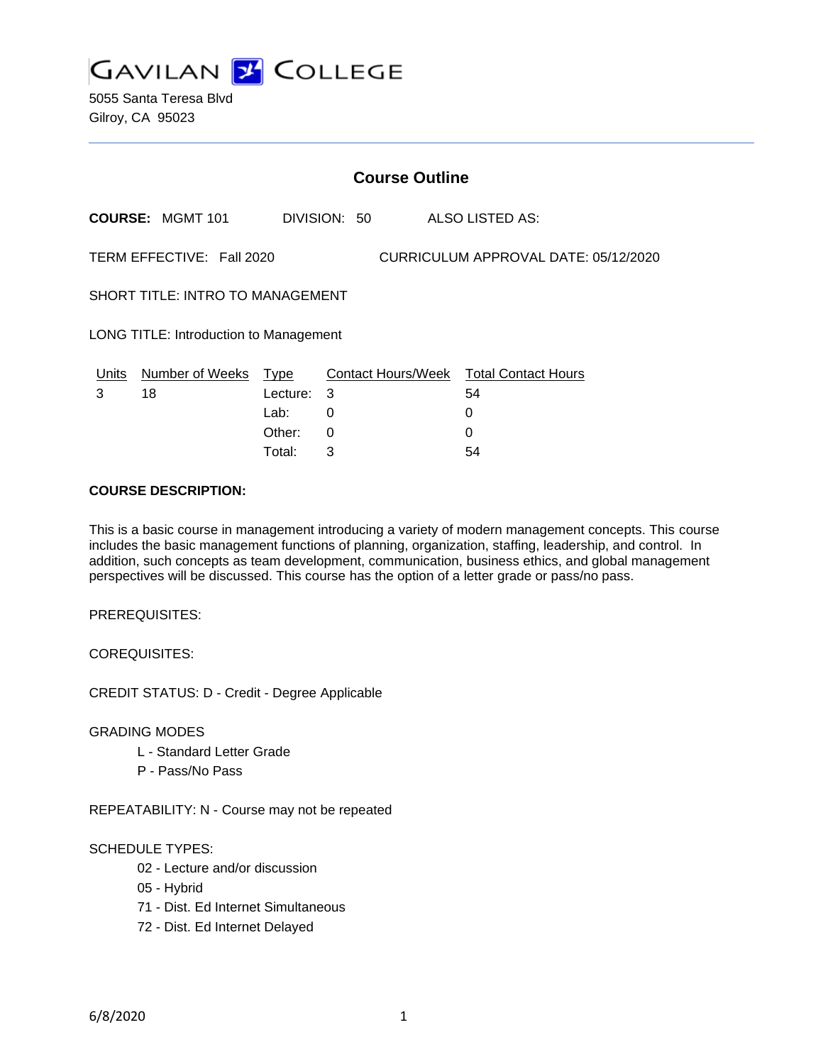# GAVILAN COLLEGE

5055 Santa Teresa Blvd
Gilroy, CA 95023

## Course Outline

**COURSE:** MGMT 101 DIVISION: 50 ALSO LISTED AS:

TERM EFFECTIVE: Fall 2020 CURRICULUM APPROVAL DATE: 05/12/2020

SHORT TITLE: INTRO TO MANAGEMENT

LONG TITLE: Introduction to Management

| Units | Number of Weeks | Type | Contact Hours/Week | Total Contact Hours |
|---|---|---|---|---|
| 3 | 18 | Lecture: | 3 | 54 |
| | | Lab: | 0 | 0 |
| | | Other: | 0 | 0 |
| | | Total: | 3 | 54 |

**COURSE DESCRIPTION:**

This is a basic course in management introducing a variety of modern management concepts. This course includes the basic management functions of planning, organization, staffing, leadership, and control. In addition, such concepts as team development, communication, business ethics, and global management perspectives will be discussed. This course has the option of a letter grade or pass/no pass.

PREREQUISITES:

COREQUISITES:

CREDIT STATUS: D - Credit - Degree Applicable

GRADING MODES

- L - Standard Letter Grade
- P - Pass/No Pass

REPEATABILITY: N - Course may not be repeated

SCHEDULE TYPES:

- 02 - Lecture and/or discussion
- 05 - Hybrid
- 71 - Dist. Ed Internet Simultaneous
- 72 - Dist. Ed Internet Delayed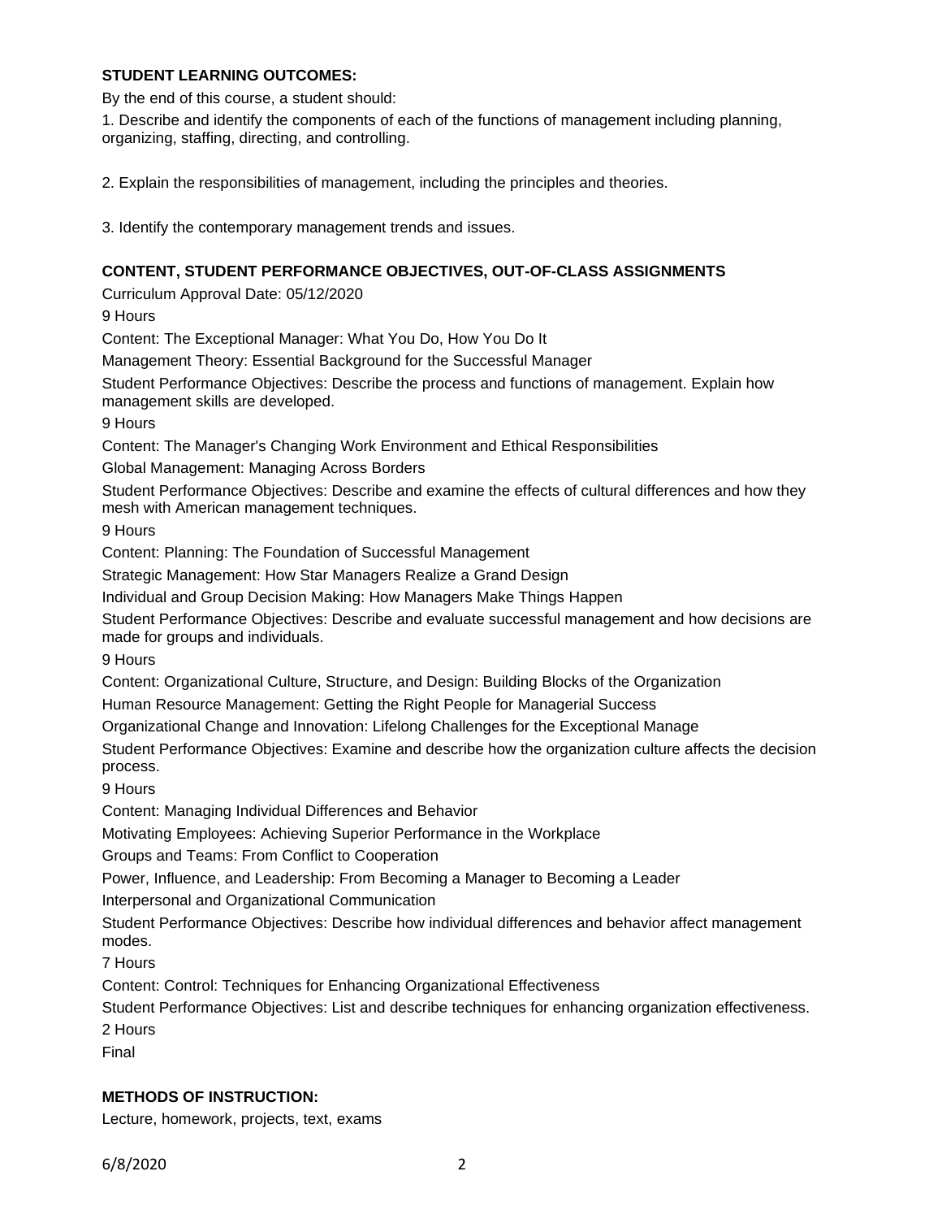## STUDENT LEARNING OUTCOMES:

By the end of this course, a student should:

1. Describe and identify the components of each of the functions of management including planning, organizing, staffing, directing, and controlling.

2. Explain the responsibilities of management, including the principles and theories.

3. Identify the contemporary management trends and issues.

## CONTENT, STUDENT PERFORMANCE OBJECTIVES, OUT-OF-CLASS ASSIGNMENTS

Curriculum Approval Date: 05/12/2020

9 Hours

Content: The Exceptional Manager: What You Do, How You Do It

Management Theory: Essential Background for the Successful Manager

Student Performance Objectives: Describe the process and functions of management. Explain how management skills are developed.

9 Hours

Content: The Manager's Changing Work Environment and Ethical Responsibilities

Global Management: Managing Across Borders

Student Performance Objectives: Describe and examine the effects of cultural differences and how they mesh with American management techniques.

9 Hours

Content: Planning: The Foundation of Successful Management

Strategic Management: How Star Managers Realize a Grand Design

Individual and Group Decision Making: How Managers Make Things Happen

Student Performance Objectives: Describe and evaluate successful management and how decisions are made for groups and individuals.

9 Hours

Content: Organizational Culture, Structure, and Design: Building Blocks of the Organization

Human Resource Management: Getting the Right People for Managerial Success

Organizational Change and Innovation: Lifelong Challenges for the Exceptional Manage

Student Performance Objectives: Examine and describe how the organization culture affects the decision process.

9 Hours

Content: Managing Individual Differences and Behavior

Motivating Employees: Achieving Superior Performance in the Workplace

Groups and Teams: From Conflict to Cooperation

Power, Influence, and Leadership: From Becoming a Manager to Becoming a Leader

Interpersonal and Organizational Communication

Student Performance Objectives: Describe how individual differences and behavior affect management modes.

7 Hours

Content: Control: Techniques for Enhancing Organizational Effectiveness

Student Performance Objectives: List and describe techniques for enhancing organization effectiveness.

2 Hours

Final

## METHODS OF INSTRUCTION:

Lecture, homework, projects, text, exams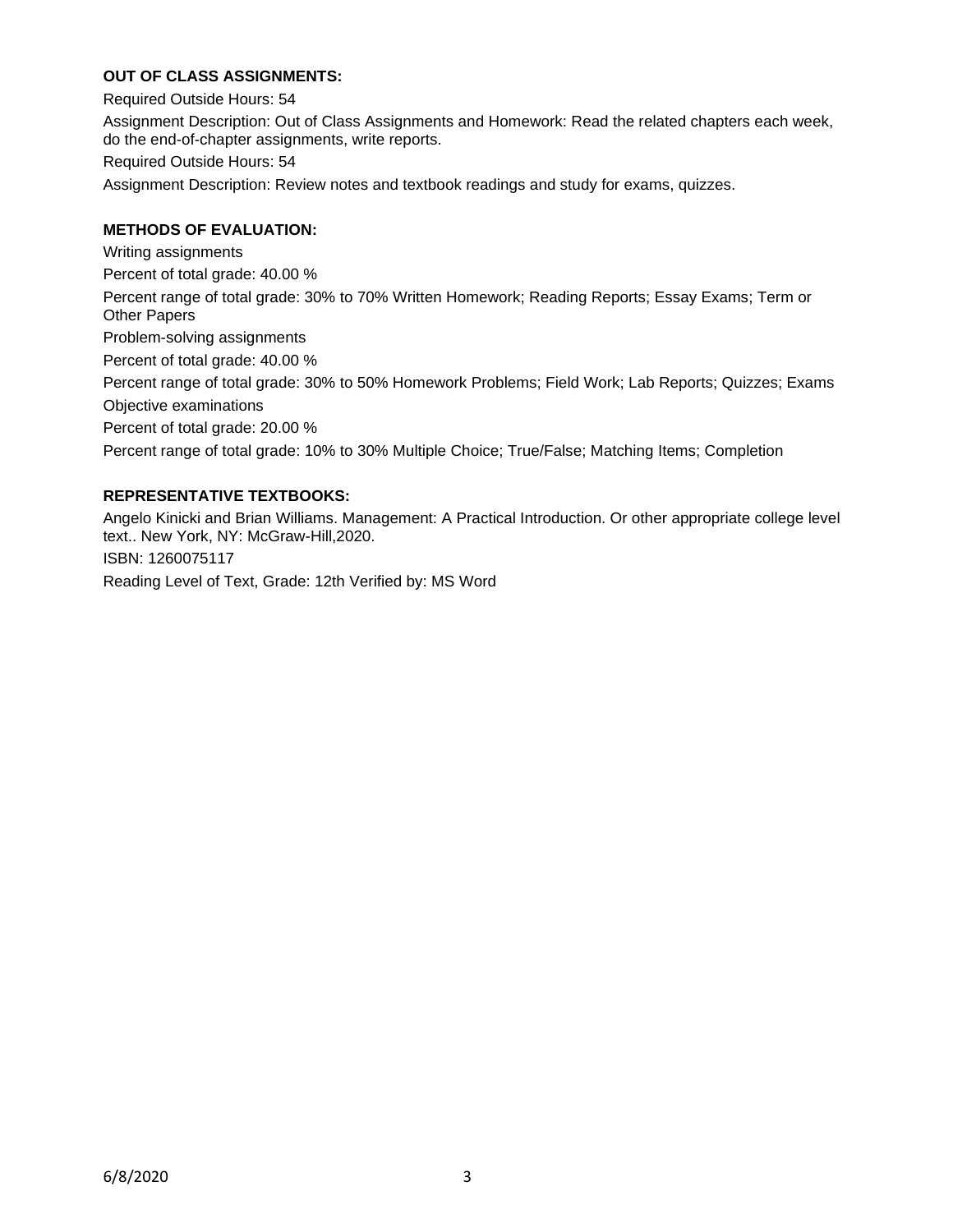**OUT OF CLASS ASSIGNMENTS:**

Required Outside Hours: 54

Assignment Description: Out of Class Assignments and Homework: Read the related chapters each week, do the end-of-chapter assignments, write reports.

Required Outside Hours: 54

Assignment Description: Review notes and textbook readings and study for exams, quizzes.

**METHODS OF EVALUATION:**

Writing assignments

Percent of total grade: 40.00 %

Percent range of total grade: 30% to 70% Written Homework; Reading Reports; Essay Exams; Term or Other Papers

Problem-solving assignments

Percent of total grade: 40.00 %

Percent range of total grade: 30% to 50% Homework Problems; Field Work; Lab Reports; Quizzes; Exams

Objective examinations

Percent of total grade: 20.00 %

Percent range of total grade: 10% to 30% Multiple Choice; True/False; Matching Items; Completion

**REPRESENTATIVE TEXTBOOKS:**

Angelo Kinicki and Brian Williams. Management: A Practical Introduction. Or other appropriate college level text.. New York, NY: McGraw-Hill,2020.

ISBN: 1260075117

Reading Level of Text, Grade: 12th Verified by: MS Word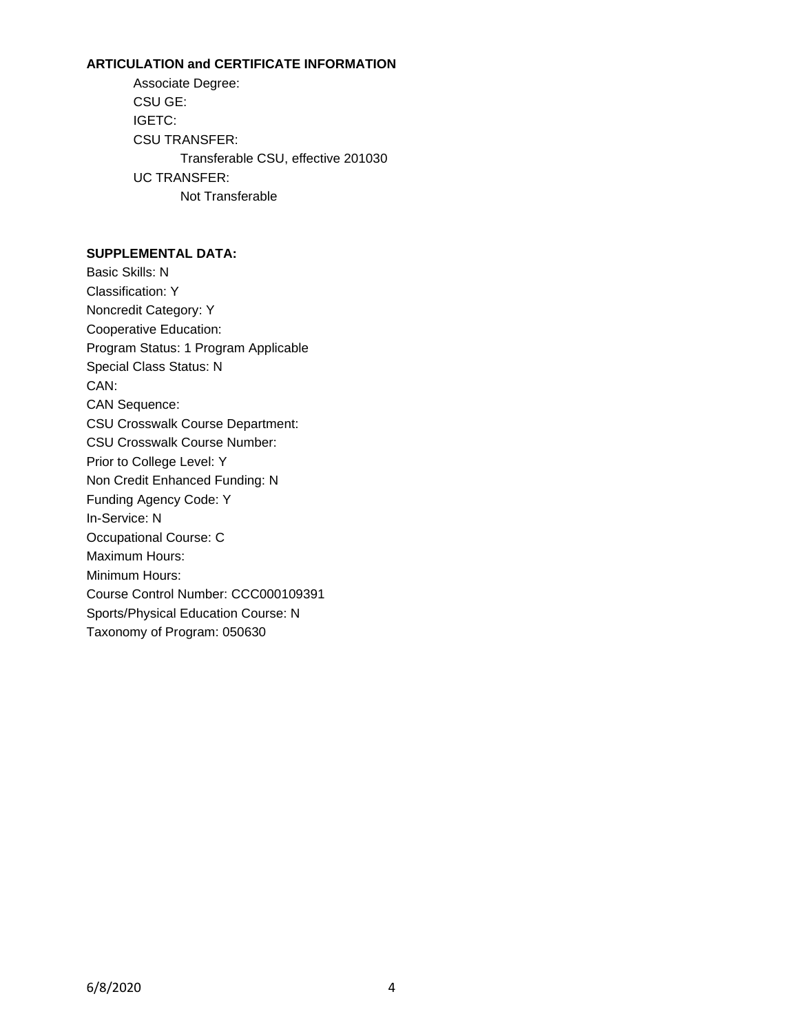**ARTICULATION and CERTIFICATE INFORMATION**

Associate Degree:

CSU GE:

IGETC:

CSU TRANSFER:

Transferable CSU, effective 201030

UC TRANSFER:

Not Transferable

**SUPPLEMENTAL DATA:**

Basic Skills: N
Classification: Y
Noncredit Category: Y
Cooperative Education:
Program Status: 1 Program Applicable
Special Class Status: N
CAN:
CAN Sequence:
CSU Crosswalk Course Department:
CSU Crosswalk Course Number:
Prior to College Level: Y
Non Credit Enhanced Funding: N
Funding Agency Code: Y
In-Service: N
Occupational Course: C
Maximum Hours:
Minimum Hours:
Course Control Number: CCC000109391
Sports/Physical Education Course: N
Taxonomy of Program: 050630